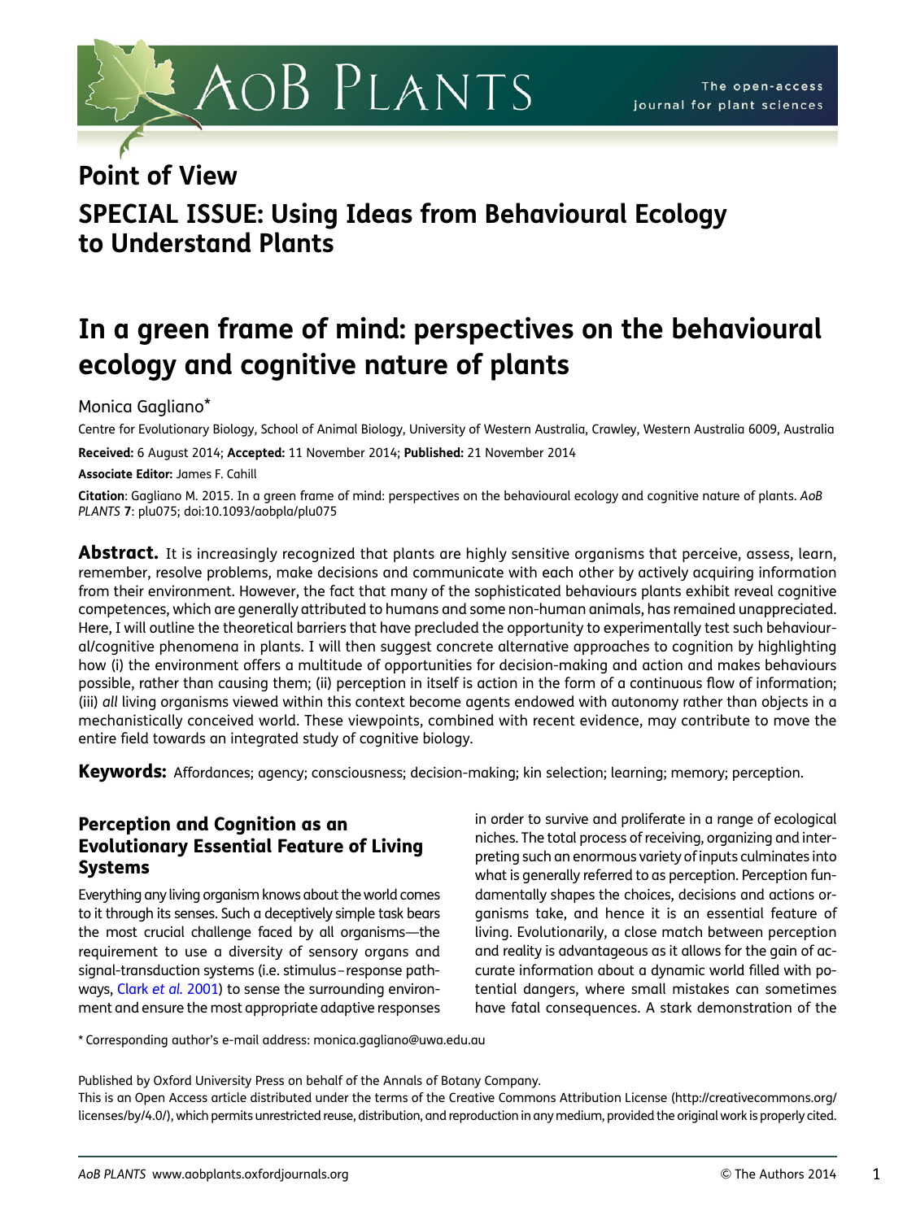## Point of View

## SPECIAL ISSUE: Using Ideas from Behavioural Ecology to Understand Plants

# In a green frame of mind: perspectives on the behavioural ecology and cognitive nature of plants

Monica Gagliano*

Centre for Evolutionary Biology, School of Animal Biology, University of Western Australia, Crawley, Western Australia 6009, Australia

**Received:** 6 August 2014; **Accepted:** 11 November 2014; **Published:** 21 November 2014

**Associate Editor:** James F. Cahill

**Citation**: Gagliano M. 2015. In a green frame of mind: perspectives on the behavioural ecology and cognitive nature of plants. *AoB PLANTS* **7**: plu075; doi:10.1093/aobpla/plu075

**Abstract.** It is increasingly recognized that plants are highly sensitive organisms that perceive, assess, learn, remember, resolve problems, make decisions and communicate with each other by actively acquiring information from their environment. However, the fact that many of the sophisticated behaviours plants exhibit reveal cognitive competences, which are generally attributed to humans and some non-human animals, has remained unappreciated. Here, I will outline the theoretical barriers that have precluded the opportunity to experimentally test such behavioural/cognitive phenomena in plants. I will then suggest concrete alternative approaches to cognition by highlighting how (i) the environment offers a multitude of opportunities for decision-making and action and makes behaviours possible, rather than causing them; (ii) perception in itself is action in the form of a continuous flow of information; (iii) *all* living organisms viewed within this context become agents endowed with autonomy rather than objects in a mechanistically conceived world. These viewpoints, combined with recent evidence, may contribute to move the entire field towards an integrated study of cognitive biology.

**Keywords:** Affordances; agency; consciousness; decision-making; kin selection; learning; memory; perception.

## Perception and Cognition as an Evolutionary Essential Feature of Living Systems

Everything any living organism knows about the world comes to it through its senses. Such a deceptively simple task bears the most crucial challenge faced by all organisms—the requirement to use a diversity of sensory organs and signal-transduction systems (i.e. stimulus–response pathways, Clark *et al.* 2001) to sense the surrounding environment and ensure the most appropriate adaptive responses in order to survive and proliferate in a range of ecological niches. The total process of receiving, organizing and interpreting such an enormous variety of inputs culminates into what is generally referred to as perception. Perception fundamentally shapes the choices, decisions and actions organisms take, and hence it is an essential feature of living. Evolutionarily, a close match between perception and reality is advantageous as it allows for the gain of accurate information about a dynamic world filled with potential dangers, where small mistakes can sometimes have fatal consequences. A stark demonstration of the

\* Corresponding author's e-mail address: monica.gagliano@uwa.edu.au

Published by Oxford University Press on behalf of the Annals of Botany Company.
This is an Open Access article distributed under the terms of the Creative Commons Attribution License (http://creativecommons.org/licenses/by/4.0/), which permits unrestricted reuse, distribution, and reproduction in any medium, provided the original work is properly cited.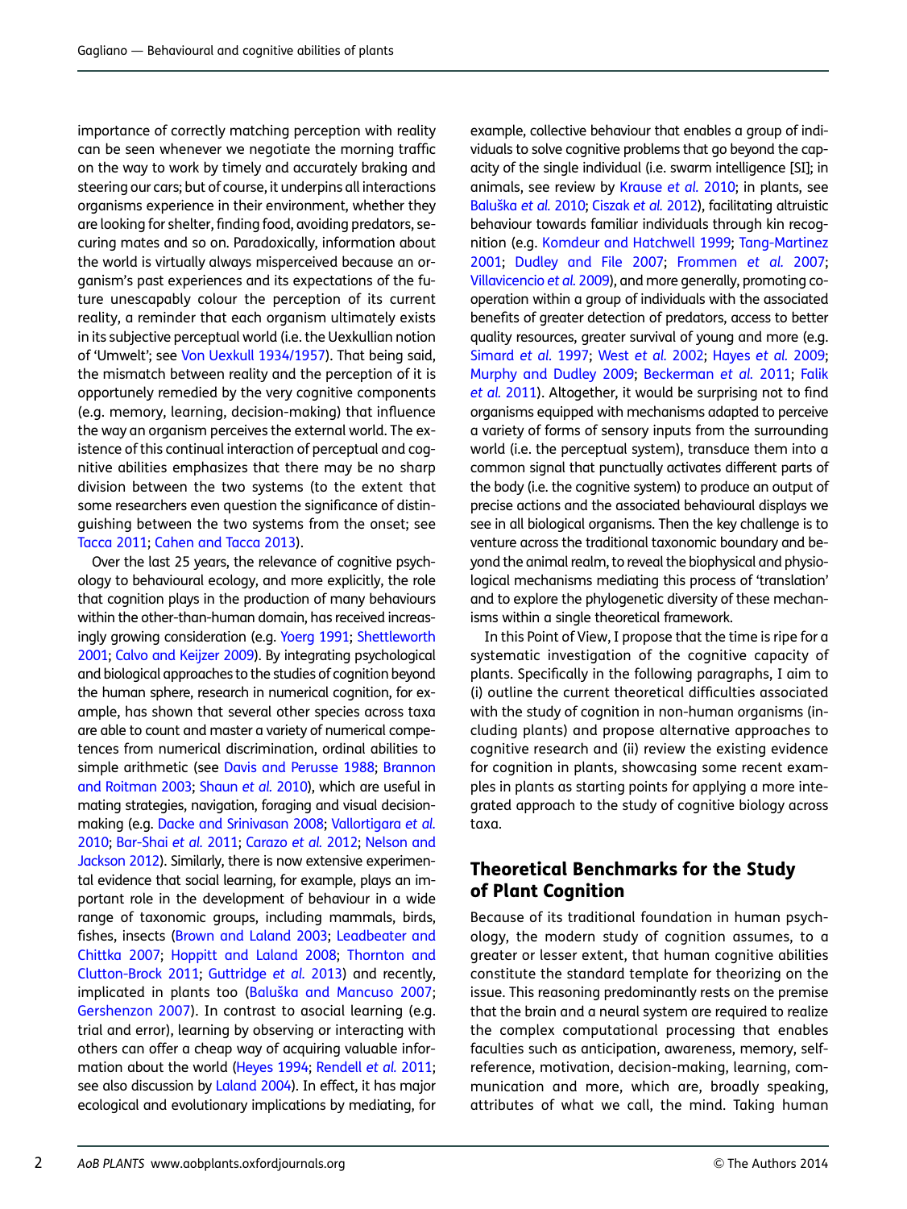importance of correctly matching perception with reality can be seen whenever we negotiate the morning traffic on the way to work by timely and accurately braking and steering our cars; but of course, it underpins all interactions organisms experience in their environment, whether they are looking for shelter, finding food, avoiding predators, securing mates and so on. Paradoxically, information about the world is virtually always misperceived because an organism's past experiences and its expectations of the future unescapably colour the perception of its current reality, a reminder that each organism ultimately exists in its subjective perceptual world (i.e. the Uexkullian notion of 'Umwelt'; see Von Uexkull 1934/1957). That being said, the mismatch between reality and the perception of it is opportunely remedied by the very cognitive components (e.g. memory, learning, decision-making) that influence the way an organism perceives the external world. The existence of this continual interaction of perceptual and cognitive abilities emphasizes that there may be no sharp division between the two systems (to the extent that some researchers even question the significance of distinguishing between the two systems from the onset; see Tacca 2011; Cahen and Tacca 2013).

Over the last 25 years, the relevance of cognitive psychology to behavioural ecology, and more explicitly, the role that cognition plays in the production of many behaviours within the other-than-human domain, has received increasingly growing consideration (e.g. Yoerg 1991; Shettleworth 2001; Calvo and Keijzer 2009). By integrating psychological and biological approaches to the studies of cognition beyond the human sphere, research in numerical cognition, for example, has shown that several other species across taxa are able to count and master a variety of numerical competences from numerical discrimination, ordinal abilities to simple arithmetic (see Davis and Perusse 1988; Brannon and Roitman 2003; Shaun *et al.* 2010), which are useful in mating strategies, navigation, foraging and visual decision-making (e.g. Dacke and Srinivasan 2008; Vallortigara *et al.* 2010; Bar-Shai *et al.* 2011; Carazo *et al.* 2012; Nelson and Jackson 2012). Similarly, there is now extensive experimental evidence that social learning, for example, plays an important role in the development of behaviour in a wide range of taxonomic groups, including mammals, birds, fishes, insects (Brown and Laland 2003; Leadbeater and Chittka 2007; Hoppitt and Laland 2008; Thornton and Clutton-Brock 2011; Guttridge *et al.* 2013) and recently, implicated in plants too (Baluška and Mancuso 2007; Gershenzon 2007). In contrast to asocial learning (e.g. trial and error), learning by observing or interacting with others can offer a cheap way of acquiring valuable information about the world (Heyes 1994; Rendell *et al.* 2011; see also discussion by Laland 2004). In effect, it has major ecological and evolutionary implications by mediating, for example, collective behaviour that enables a group of individuals to solve cognitive problems that go beyond the capacity of the single individual (i.e. swarm intelligence [SI]; in animals, see review by Krause *et al.* 2010; in plants, see Baluška *et al.* 2010; Ciszak *et al.* 2012), facilitating altruistic behaviour towards familiar individuals through kin recognition (e.g. Komdeur and Hatchwell 1999; Tang-Martinez 2001; Dudley and File 2007; Frommen *et al.* 2007; Villavicencio *et al.* 2009), and more generally, promoting cooperation within a group of individuals with the associated benefits of greater detection of predators, access to better quality resources, greater survival of young and more (e.g. Simard *et al.* 1997; West *et al.* 2002; Hayes *et al.* 2009; Murphy and Dudley 2009; Beckerman *et al.* 2011; Falik *et al.* 2011). Altogether, it would be surprising not to find organisms equipped with mechanisms adapted to perceive a variety of forms of sensory inputs from the surrounding world (i.e. the perceptual system), transduce them into a common signal that punctually activates different parts of the body (i.e. the cognitive system) to produce an output of precise actions and the associated behavioural displays we see in all biological organisms. Then the key challenge is to venture across the traditional taxonomic boundary and beyond the animal realm, to reveal the biophysical and physiological mechanisms mediating this process of 'translation' and to explore the phylogenetic diversity of these mechanisms within a single theoretical framework.

In this Point of View, I propose that the time is ripe for a systematic investigation of the cognitive capacity of plants. Specifically in the following paragraphs, I aim to (i) outline the current theoretical difficulties associated with the study of cognition in non-human organisms (including plants) and propose alternative approaches to cognitive research and (ii) review the existing evidence for cognition in plants, showcasing some recent examples in plants as starting points for applying a more integrated approach to the study of cognitive biology across taxa.

## Theoretical Benchmarks for the Study of Plant Cognition

Because of its traditional foundation in human psychology, the modern study of cognition assumes, to a greater or lesser extent, that human cognitive abilities constitute the standard template for theorizing on the issue. This reasoning predominantly rests on the premise that the brain and a neural system are required to realize the complex computational processing that enables faculties such as anticipation, awareness, memory, self-reference, motivation, decision-making, learning, communication and more, which are, broadly speaking, attributes of what we call, the mind. Taking human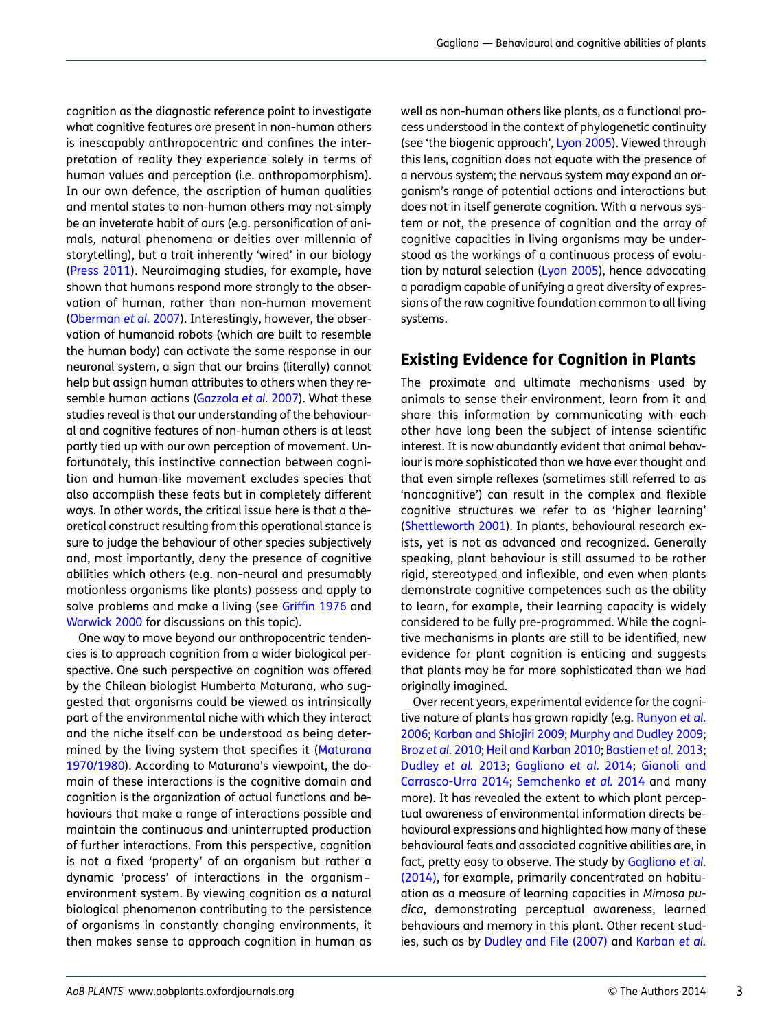cognition as the diagnostic reference point to investigate what cognitive features are present in non-human others is inescapably anthropocentric and confines the interpretation of reality they experience solely in terms of human values and perception (i.e. anthropomorphism). In our own defence, the ascription of human qualities and mental states to non-human others may not simply be an inveterate habit of ours (e.g. personification of animals, natural phenomena or deities over millennia of storytelling), but a trait inherently 'wired' in our biology (Press 2011). Neuroimaging studies, for example, have shown that humans respond more strongly to the observation of human, rather than non-human movement (Oberman *et al.* 2007). Interestingly, however, the observation of humanoid robots (which are built to resemble the human body) can activate the same response in our neuronal system, a sign that our brains (literally) cannot help but assign human attributes to others when they resemble human actions (Gazzola *et al.* 2007). What these studies reveal is that our understanding of the behavioural and cognitive features of non-human others is at least partly tied up with our own perception of movement. Unfortunately, this instinctive connection between cognition and human-like movement excludes species that also accomplish these feats but in completely different ways. In other words, the critical issue here is that a theoretical construct resulting from this operational stance is sure to judge the behaviour of other species subjectively and, most importantly, deny the presence of cognitive abilities which others (e.g. non-neural and presumably motionless organisms like plants) possess and apply to solve problems and make a living (see Griffin 1976 and Warwick 2000 for discussions on this topic).

One way to move beyond our anthropocentric tendencies is to approach cognition from a wider biological perspective. One such perspective on cognition was offered by the Chilean biologist Humberto Maturana, who suggested that organisms could be viewed as intrinsically part of the environmental niche with which they interact and the niche itself can be understood as being determined by the living system that specifies it (Maturana 1970/1980). According to Maturana's viewpoint, the domain of these interactions is the cognitive domain and cognition is the organization of actual functions and behaviours that make a range of interactions possible and maintain the continuous and uninterrupted production of further interactions. From this perspective, cognition is not a fixed 'property' of an organism but rather a dynamic 'process' of interactions in the organism–environment system. By viewing cognition as a natural biological phenomenon contributing to the persistence of organisms in constantly changing environments, it then makes sense to approach cognition in human as well as non-human others like plants, as a functional process understood in the context of phylogenetic continuity (see 'the biogenic approach', Lyon 2005). Viewed through this lens, cognition does not equate with the presence of a nervous system; the nervous system may expand an organism's range of potential actions and interactions but does not in itself generate cognition. With a nervous system or not, the presence of cognition and the array of cognitive capacities in living organisms may be understood as the workings of a continuous process of evolution by natural selection (Lyon 2005), hence advocating a paradigm capable of unifying a great diversity of expressions of the raw cognitive foundation common to all living systems.

## Existing Evidence for Cognition in Plants

The proximate and ultimate mechanisms used by animals to sense their environment, learn from it and share this information by communicating with each other have long been the subject of intense scientific interest. It is now abundantly evident that animal behaviour is more sophisticated than we have ever thought and that even simple reflexes (sometimes still referred to as 'noncognitive') can result in the complex and flexible cognitive structures we refer to as 'higher learning' (Shettleworth 2001). In plants, behavioural research exists, yet is not as advanced and recognized. Generally speaking, plant behaviour is still assumed to be rather rigid, stereotyped and inflexible, and even when plants demonstrate cognitive competences such as the ability to learn, for example, their learning capacity is widely considered to be fully pre-programmed. While the cognitive mechanisms in plants are still to be identified, new evidence for plant cognition is enticing and suggests that plants may be far more sophisticated than we had originally imagined.

Over recent years, experimental evidence for the cognitive nature of plants has grown rapidly (e.g. Runyon *et al.* 2006; Karban and Shiojiri 2009; Murphy and Dudley 2009; Broz *et al.* 2010; Heil and Karban 2010; Bastien *et al.* 2013; Dudley *et al.* 2013; Gagliano *et al.* 2014; Gianoli and Carrasco-Urra 2014; Semchenko *et al.* 2014 and many more). It has revealed the extent to which plant perceptual awareness of environmental information directs behavioural expressions and highlighted how many of these behavioural feats and associated cognitive abilities are, in fact, pretty easy to observe. The study by Gagliano *et al.* (2014), for example, primarily concentrated on habituation as a measure of learning capacities in *Mimosa pudica*, demonstrating perceptual awareness, learned behaviours and memory in this plant. Other recent studies, such as by Dudley and File (2007) and Karban *et al.*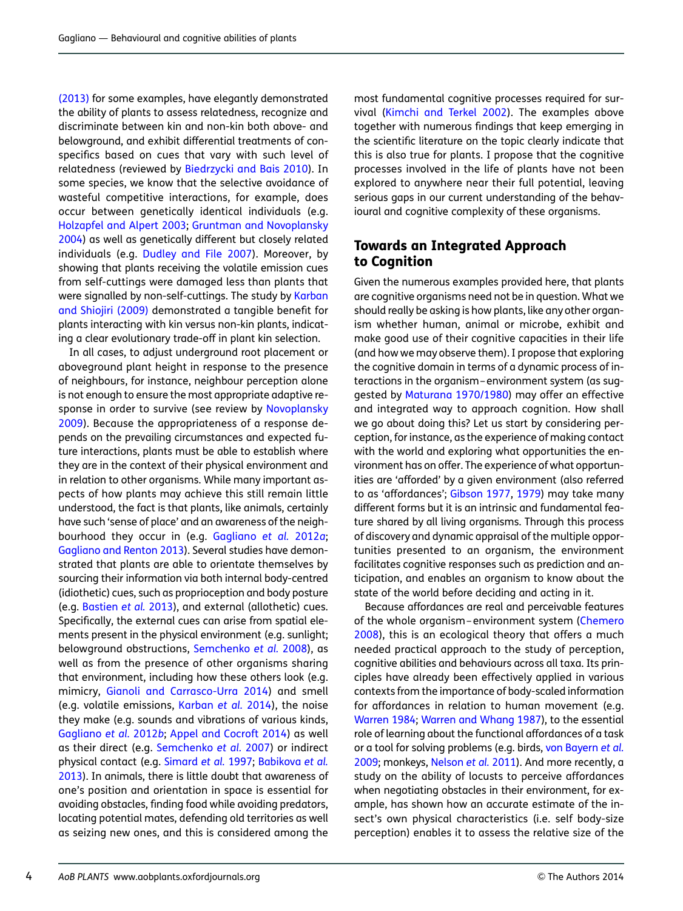(2013) for some examples, have elegantly demonstrated the ability of plants to assess relatedness, recognize and discriminate between kin and non-kin both above- and belowground, and exhibit differential treatments of conspecifics based on cues that vary with such level of relatedness (reviewed by Biedrzycki and Bais 2010). In some species, we know that the selective avoidance of wasteful competitive interactions, for example, does occur between genetically identical individuals (e.g. Holzapfel and Alpert 2003; Gruntman and Novoplansky 2004) as well as genetically different but closely related individuals (e.g. Dudley and File 2007). Moreover, by showing that plants receiving the volatile emission cues from self-cuttings were damaged less than plants that were signalled by non-self-cuttings. The study by Karban and Shiojiri (2009) demonstrated a tangible benefit for plants interacting with kin versus non-kin plants, indicating a clear evolutionary trade-off in plant kin selection.

In all cases, to adjust underground root placement or aboveground plant height in response to the presence of neighbours, for instance, neighbour perception alone is not enough to ensure the most appropriate adaptive response in order to survive (see review by Novoplansky 2009). Because the appropriateness of a response depends on the prevailing circumstances and expected future interactions, plants must be able to establish where they are in the context of their physical environment and in relation to other organisms. While many important aspects of how plants may achieve this still remain little understood, the fact is that plants, like animals, certainly have such 'sense of place' and an awareness of the neighbourhood they occur in (e.g. Gagliano *et al.* 2012*a*; Gagliano and Renton 2013). Several studies have demonstrated that plants are able to orientate themselves by sourcing their information via both internal body-centred (idiothetic) cues, such as proprioception and body posture (e.g. Bastien *et al.* 2013), and external (allothetic) cues. Specifically, the external cues can arise from spatial elements present in the physical environment (e.g. sunlight; belowground obstructions, Semchenko *et al.* 2008), as well as from the presence of other organisms sharing that environment, including how these others look (e.g. mimicry, Gianoli and Carrasco-Urra 2014) and smell (e.g. volatile emissions, Karban *et al.* 2014), the noise they make (e.g. sounds and vibrations of various kinds, Gagliano *et al.* 2012*b*; Appel and Cocroft 2014) as well as their direct (e.g. Semchenko *et al.* 2007) or indirect physical contact (e.g. Simard *et al.* 1997; Babikova *et al.* 2013). In animals, there is little doubt that awareness of one's position and orientation in space is essential for avoiding obstacles, finding food while avoiding predators, locating potential mates, defending old territories as well as seizing new ones, and this is considered among the most fundamental cognitive processes required for survival (Kimchi and Terkel 2002). The examples above together with numerous findings that keep emerging in the scientific literature on the topic clearly indicate that this is also true for plants. I propose that the cognitive processes involved in the life of plants have not been explored to anywhere near their full potential, leaving serious gaps in our current understanding of the behavioural and cognitive complexity of these organisms.

## Towards an Integrated Approach to Cognition

Given the numerous examples provided here, that plants are cognitive organisms need not be in question. What we should really be asking is how plants, like any other organism whether human, animal or microbe, exhibit and make good use of their cognitive capacities in their life (and how we may observe them). I propose that exploring the cognitive domain in terms of a dynamic process of interactions in the organism–environment system (as suggested by Maturana 1970/1980) may offer an effective and integrated way to approach cognition. How shall we go about doing this? Let us start by considering perception, for instance, as the experience of making contact with the world and exploring what opportunities the environment has on offer. The experience of what opportunities are 'afforded' by a given environment (also referred to as 'affordances'; Gibson 1977, 1979) may take many different forms but it is an intrinsic and fundamental feature shared by all living organisms. Through this process of discovery and dynamic appraisal of the multiple opportunities presented to an organism, the environment facilitates cognitive responses such as prediction and anticipation, and enables an organism to know about the state of the world before deciding and acting in it.

Because affordances are real and perceivable features of the whole organism–environment system (Chemero 2008), this is an ecological theory that offers a much needed practical approach to the study of perception, cognitive abilities and behaviours across all taxa. Its principles have already been effectively applied in various contexts from the importance of body-scaled information for affordances in relation to human movement (e.g. Warren 1984; Warren and Whang 1987), to the essential role of learning about the functional affordances of a task or a tool for solving problems (e.g. birds, von Bayern *et al.* 2009; monkeys, Nelson *et al.* 2011). And more recently, a study on the ability of locusts to perceive affordances when negotiating obstacles in their environment, for example, has shown how an accurate estimate of the insect's own physical characteristics (i.e. self body-size perception) enables it to assess the relative size of the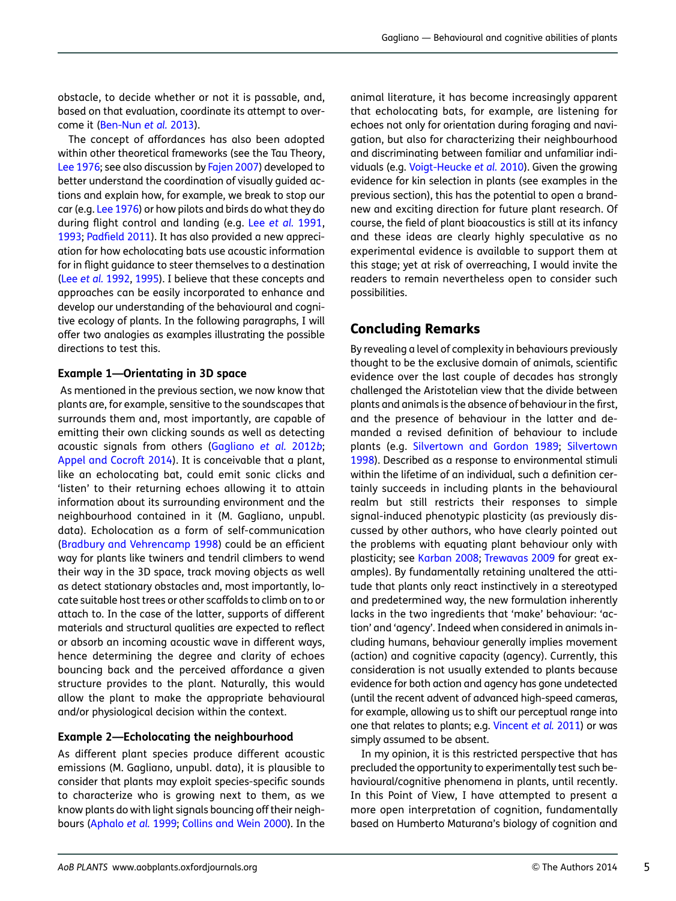obstacle, to decide whether or not it is passable, and, based on that evaluation, coordinate its attempt to overcome it (Ben-Nun *et al.* 2013).

The concept of affordances has also been adopted within other theoretical frameworks (see the Tau Theory, Lee 1976; see also discussion by Fajen 2007) developed to better understand the coordination of visually guided actions and explain how, for example, we break to stop our car (e.g. Lee 1976) or how pilots and birds do what they do during flight control and landing (e.g. Lee *et al.* 1991, 1993; Padfield 2011). It has also provided a new appreciation for how echolocating bats use acoustic information for in flight guidance to steer themselves to a destination (Lee *et al.* 1992, 1995). I believe that these concepts and approaches can be easily incorporated to enhance and develop our understanding of the behavioural and cognitive ecology of plants. In the following paragraphs, I will offer two analogies as examples illustrating the possible directions to test this.

### Example 1—Orientating in 3D space

As mentioned in the previous section, we now know that plants are, for example, sensitive to the soundscapes that surrounds them and, most importantly, are capable of emitting their own clicking sounds as well as detecting acoustic signals from others (Gagliano *et al.* 2012*b*; Appel and Cocroft 2014). It is conceivable that a plant, like an echolocating bat, could emit sonic clicks and 'listen' to their returning echoes allowing it to attain information about its surrounding environment and the neighbourhood contained in it (M. Gagliano, unpubl. data). Echolocation as a form of self-communication (Bradbury and Vehrencamp 1998) could be an efficient way for plants like twiners and tendril climbers to wend their way in the 3D space, track moving objects as well as detect stationary obstacles and, most importantly, locate suitable host trees or other scaffolds to climb on to or attach to. In the case of the latter, supports of different materials and structural qualities are expected to reflect or absorb an incoming acoustic wave in different ways, hence determining the degree and clarity of echoes bouncing back and the perceived affordance a given structure provides to the plant. Naturally, this would allow the plant to make the appropriate behavioural and/or physiological decision within the context.

### Example 2—Echolocating the neighbourhood

As different plant species produce different acoustic emissions (M. Gagliano, unpubl. data), it is plausible to consider that plants may exploit species-specific sounds to characterize who is growing next to them, as we know plants do with light signals bouncing off their neighbours (Aphalo *et al.* 1999; Collins and Wein 2000). In the animal literature, it has become increasingly apparent that echolocating bats, for example, are listening for echoes not only for orientation during foraging and navigation, but also for characterizing their neighbourhood and discriminating between familiar and unfamiliar individuals (e.g. Voigt-Heucke *et al.* 2010). Given the growing evidence for kin selection in plants (see examples in the previous section), this has the potential to open a brand-new and exciting direction for future plant research. Of course, the field of plant bioacoustics is still at its infancy and these ideas are clearly highly speculative as no experimental evidence is available to support them at this stage; yet at risk of overreaching, I would invite the readers to remain nevertheless open to consider such possibilities.

## Concluding Remarks

By revealing a level of complexity in behaviours previously thought to be the exclusive domain of animals, scientific evidence over the last couple of decades has strongly challenged the Aristotelian view that the divide between plants and animals is the absence of behaviour in the first, and the presence of behaviour in the latter and demanded a revised definition of behaviour to include plants (e.g. Silvertown and Gordon 1989; Silvertown 1998). Described as a response to environmental stimuli within the lifetime of an individual, such a definition certainly succeeds in including plants in the behavioural realm but still restricts their responses to simple signal-induced phenotypic plasticity (as previously discussed by other authors, who have clearly pointed out the problems with equating plant behaviour only with plasticity; see Karban 2008; Trewavas 2009 for great examples). By fundamentally retaining unaltered the attitude that plants only react instinctively in a stereotyped and predetermined way, the new formulation inherently lacks in the two ingredients that 'make' behaviour: 'action' and 'agency'. Indeed when considered in animals including humans, behaviour generally implies movement (action) and cognitive capacity (agency). Currently, this consideration is not usually extended to plants because evidence for both action and agency has gone undetected (until the recent advent of advanced high-speed cameras, for example, allowing us to shift our perceptual range into one that relates to plants; e.g. Vincent *et al.* 2011) or was simply assumed to be absent.

In my opinion, it is this restricted perspective that has precluded the opportunity to experimentally test such behavioural/cognitive phenomena in plants, until recently. In this Point of View, I have attempted to present a more open interpretation of cognition, fundamentally based on Humberto Maturana's biology of cognition and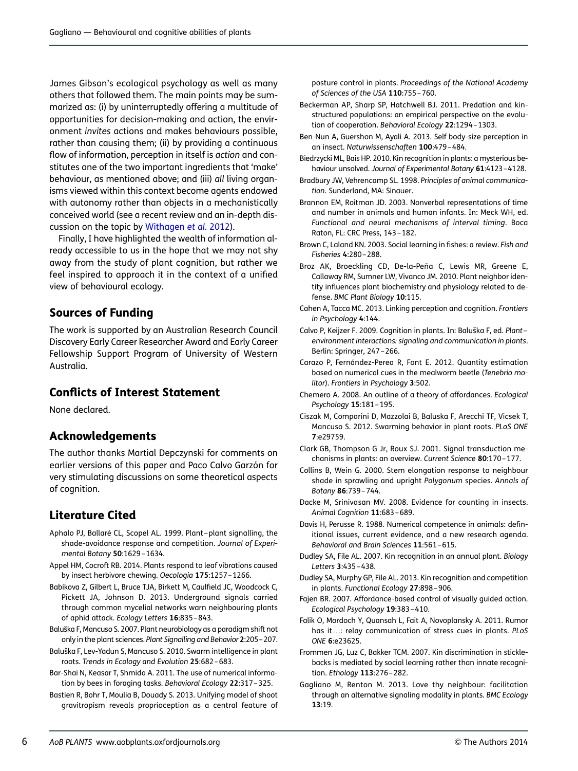James Gibson's ecological psychology as well as many others that followed them. The main points may be summarized as: (i) by uninterruptedly offering a multitude of opportunities for decision-making and action, the environment *invites* actions and makes behaviours possible, rather than causing them; (ii) by providing a continuous flow of information, perception in itself is *action* and constitutes one of the two important ingredients that 'make' behaviour, as mentioned above; and (iii) *all* living organisms viewed within this context become agents endowed with autonomy rather than objects in a mechanistically conceived world (see a recent review and an in-depth discussion on the topic by Withagen *et al.* 2012).

Finally, I have highlighted the wealth of information already accessible to us in the hope that we may not shy away from the study of plant cognition, but rather we feel inspired to approach it in the context of a unified view of behavioural ecology.

## Sources of Funding

The work is supported by an Australian Research Council Discovery Early Career Researcher Award and Early Career Fellowship Support Program of University of Western Australia.

## Conflicts of Interest Statement

None declared.

## Acknowledgements

The author thanks Martial Depczynski for comments on earlier versions of this paper and Paco Calvo Garzón for very stimulating discussions on some theoretical aspects of cognition.

## Literature Cited

Aphalo PJ, Ballaré CL, Scopel AL. 1999. Plant–plant signalling, the shade-avoidance response and competition. *Journal of Experimental Botany* **50**:1629–1634.

Appel HM, Cocroft RB. 2014. Plants respond to leaf vibrations caused by insect herbivore chewing. *Oecologia* **175**:1257–1266.

Babikova Z, Gilbert L, Bruce TJA, Birkett M, Caulfield JC, Woodcock C, Pickett JA, Johnson D. 2013. Underground signals carried through common mycelial networks warn neighbouring plants of aphid attack. *Ecology Letters* **16**:835–843.

Baluška F, Mancuso S. 2007. Plant neurobiology as a paradigm shift not only in the plant sciences. *Plant Signalling and Behavior* **2**:205–207.

Baluška F, Lev-Yadun S, Mancuso S. 2010. Swarm intelligence in plant roots. *Trends in Ecology and Evolution* **25**:682–683.

Bar-Shai N, Keasar T, Shmida A. 2011. The use of numerical information by bees in foraging tasks. *Behavioral Ecology* **22**:317–325.

Bastien R, Bohr T, Moulia B, Douady S. 2013. Unifying model of shoot gravitropism reveals proprioception as a central feature of posture control in plants. *Proceedings of the National Academy of Sciences of the USA* **110**:755–760.

Beckerman AP, Sharp SP, Hatchwell BJ. 2011. Predation and kin-structured populations: an empirical perspective on the evolution of cooperation. *Behavioral Ecology* **22**:1294–1303.

Ben-Nun A, Guershon M, Ayali A. 2013. Self body-size perception in an insect. *Naturwissenschaften* **100**:479–484.

Biedrzycki ML, Bais HP. 2010. Kin recognition in plants: a mysterious behaviour unsolved. *Journal of Experimental Botany* **61**:4123–4128.

Bradbury JW, Vehrencamp SL. 1998. *Principles of animal communication*. Sunderland, MA: Sinauer.

Brannon EM, Roitman JD. 2003. Nonverbal representations of time and number in animals and human infants. In: Meck WH, ed. *Functional and neural mechanisms of interval timing*. Boca Raton, FL: CRC Press, 143–182.

Brown C, Laland KN. 2003. Social learning in fishes: a review. *Fish and Fisheries* **4**:280–288.

Broz AK, Broeckling CD, De-la-Peña C, Lewis MR, Greene E, Callaway RM, Sumner LW, Vivanco JM. 2010. Plant neighbor identity influences plant biochemistry and physiology related to defense. *BMC Plant Biology* **10**:115.

Cahen A, Tacca MC. 2013. Linking perception and cognition. *Frontiers in Psychology* **4**:144.

Calvo P, Keijzer F. 2009. Cognition in plants. In: Baluška F, ed. *Plant–environment interactions: signaling and communication in plants*. Berlin: Springer, 247–266.

Carazo P, Fernández-Perea R, Font E. 2012. Quantity estimation based on numerical cues in the mealworm beetle (*Tenebrio molitor*). *Frontiers in Psychology* **3**:502.

Chemero A. 2008. An outline of a theory of affordances. *Ecological Psychology* **15**:181–195.

Ciszak M, Comparini D, Mazzolai B, Baluska F, Arecchi TF, Vicsek T, Mancuso S. 2012. Swarming behavior in plant roots. *PLoS ONE* **7**:e29759.

Clark GB, Thompson G Jr, Roux SJ. 2001. Signal transduction mechanisms in plants: an overview. *Current Science* **80**:170–177.

Collins B, Wein G. 2000. Stem elongation response to neighbour shade in sprawling and upright *Polygonum* species. *Annals of Botany* **86**:739–744.

Dacke M, Srinivasan MV. 2008. Evidence for counting in insects. *Animal Cognition* **11**:683–689.

Davis H, Perusse R. 1988. Numerical competence in animals: definitional issues, current evidence, and a new research agenda. *Behavioral and Brain Sciences* **11**:561–615.

Dudley SA, File AL. 2007. Kin recognition in an annual plant. *Biology Letters* **3**:435–438.

Dudley SA, Murphy GP, File AL. 2013. Kin recognition and competition in plants. *Functional Ecology* **27**:898–906.

Fajen BR. 2007. Affordance-based control of visually guided action. *Ecological Psychology* **19**:383–410.

Falik O, Mordoch Y, Quansah L, Fait A, Novoplansky A. 2011. Rumor has it…: relay communication of stress cues in plants. *PLoS ONE* **6**:e23625.

Frommen JG, Luz C, Bakker TCM. 2007. Kin discrimination in sticklebacks is mediated by social learning rather than innate recognition. *Ethology* **113**:276–282.

Gagliano M, Renton M. 2013. Love thy neighbour: facilitation through an alternative signaling modality in plants. *BMC Ecology* **13**:19.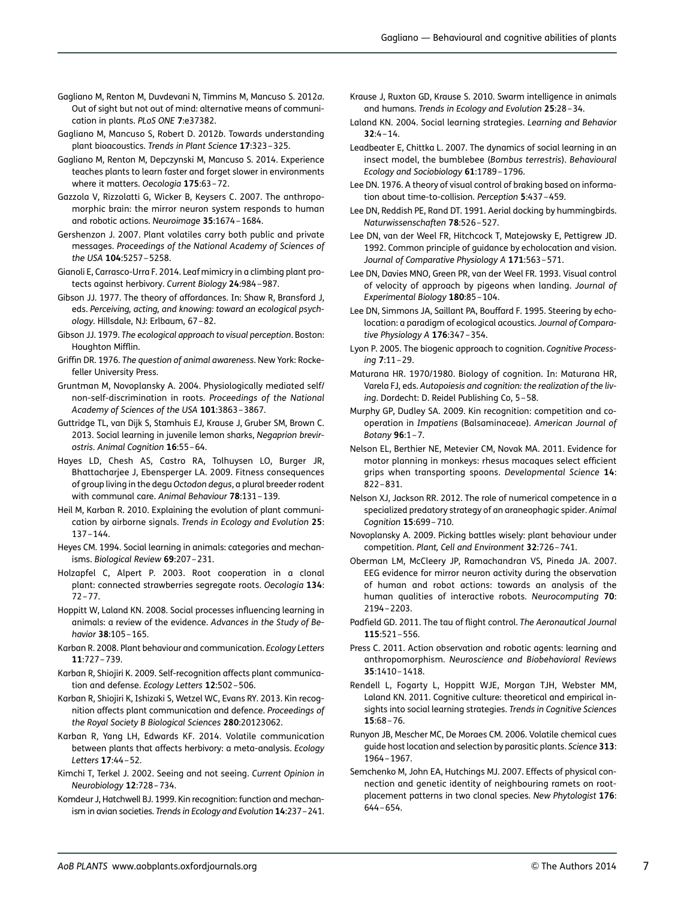Gagliano M, Renton M, Duvdevani N, Timmins M, Mancuso S. 2012*a*. Out of sight but not out of mind: alternative means of communication in plants. *PLoS ONE* **7**:e37382.

Gagliano M, Mancuso S, Robert D. 2012*b*. Towards understanding plant bioacoustics. *Trends in Plant Science* **17**:323–325.

Gagliano M, Renton M, Depczynski M, Mancuso S. 2014. Experience teaches plants to learn faster and forget slower in environments where it matters. *Oecologia* **175**:63–72.

Gazzola V, Rizzolatti G, Wicker B, Keysers C. 2007. The anthropomorphic brain: the mirror neuron system responds to human and robotic actions. *Neuroimage* **35**:1674–1684.

Gershenzon J. 2007. Plant volatiles carry both public and private messages. *Proceedings of the National Academy of Sciences of the USA* **104**:5257–5258.

Gianoli E, Carrasco-Urra F. 2014. Leaf mimicry in a climbing plant protects against herbivory. *Current Biology* **24**:984–987.

Gibson JJ. 1977. The theory of affordances. In: Shaw R, Bransford J, eds. *Perceiving, acting, and knowing: toward an ecological psychology*. Hillsdale, NJ: Erlbaum, 67–82.

Gibson JJ. 1979. *The ecological approach to visual perception*. Boston: Houghton Mifflin.

Griffin DR. 1976. *The question of animal awareness*. New York: Rockefeller University Press.

Gruntman M, Novoplansky A. 2004. Physiologically mediated self/non-self-discrimination in roots. *Proceedings of the National Academy of Sciences of the USA* **101**:3863–3867.

Guttridge TL, van Dijk S, Stamhuis EJ, Krause J, Gruber SM, Brown C. 2013. Social learning in juvenile lemon sharks, *Negaprion brevirostris*. *Animal Cognition* **16**:55–64.

Hayes LD, Chesh AS, Castro RA, Tolhuysen LO, Burger JR, Bhattacharjee J, Ebensperger LA. 2009. Fitness consequences of group living in the degu *Octodon degus*, a plural breeder rodent with communal care. *Animal Behaviour* **78**:131–139.

Heil M, Karban R. 2010. Explaining the evolution of plant communication by airborne signals. *Trends in Ecology and Evolution* **25**:137–144.

Heyes CM. 1994. Social learning in animals: categories and mechanisms. *Biological Review* **69**:207–231.

Holzapfel C, Alpert P. 2003. Root cooperation in a clonal plant: connected strawberries segregate roots. *Oecologia* **134**:72–77.

Hoppitt W, Laland KN. 2008. Social processes influencing learning in animals: a review of the evidence. *Advances in the Study of Behavior* **38**:105–165.

Karban R. 2008. Plant behaviour and communication. *Ecology Letters* **11**:727–739.

Karban R, Shiojiri K. 2009. Self-recognition affects plant communication and defense. *Ecology Letters* **12**:502–506.

Karban R, Shiojiri K, Ishizaki S, Wetzel WC, Evans RY. 2013. Kin recognition affects plant communication and defence. *Proceedings of the Royal Society B Biological Sciences* **280**:20123062.

Karban R, Yang LH, Edwards KF. 2014. Volatile communication between plants that affects herbivory: a meta-analysis. *Ecology Letters* **17**:44–52.

Kimchi T, Terkel J. 2002. Seeing and not seeing. *Current Opinion in Neurobiology* **12**:728–734.

Komdeur J, Hatchwell BJ. 1999. Kin recognition: function and mechanism in avian societies. *Trends in Ecology and Evolution* **14**:237–241.

Krause J, Ruxton GD, Krause S. 2010. Swarm intelligence in animals and humans. *Trends in Ecology and Evolution* **25**:28–34.

Laland KN. 2004. Social learning strategies. *Learning and Behavior* **32**:4–14.

Leadbeater E, Chittka L. 2007. The dynamics of social learning in an insect model, the bumblebee (*Bombus terrestris*). *Behavioural Ecology and Sociobiology* **61**:1789–1796.

Lee DN. 1976. A theory of visual control of braking based on information about time-to-collision. *Perception* **5**:437–459.

Lee DN, Reddish PE, Rand DT. 1991. Aerial docking by hummingbirds. *Naturwissenschaften* **78**:526–527.

Lee DN, van der Weel FR, Hitchcock T, Matejowsky E, Pettigrew JD. 1992. Common principle of guidance by echolocation and vision. *Journal of Comparative Physiology A* **171**:563–571.

Lee DN, Davies MNO, Green PR, van der Weel FR. 1993. Visual control of velocity of approach by pigeons when landing. *Journal of Experimental Biology* **180**:85–104.

Lee DN, Simmons JA, Saillant PA, Bouffard F. 1995. Steering by echolocation: a paradigm of ecological acoustics. *Journal of Comparative Physiology A* **176**:347–354.

Lyon P. 2005. The biogenic approach to cognition. *Cognitive Processing* **7**:11–29.

Maturana HR. 1970/1980. Biology of cognition. In: Maturana HR, Varela FJ, eds. *Autopoiesis and cognition: the realization of the living*. Dordecht: D. Reidel Publishing Co, 5–58.

Murphy GP, Dudley SA. 2009. Kin recognition: competition and cooperation in *Impatiens* (Balsaminaceae). *American Journal of Botany* **96**:1–7.

Nelson EL, Berthier NE, Metevier CM, Novak MA. 2011. Evidence for motor planning in monkeys: rhesus macaques select efficient grips when transporting spoons. *Developmental Science* **14**:822–831.

Nelson XJ, Jackson RR. 2012. The role of numerical competence in a specialized predatory strategy of an araneophagic spider. *Animal Cognition* **15**:699–710.

Novoplansky A. 2009. Picking battles wisely: plant behaviour under competition. *Plant, Cell and Environment* **32**:726–741.

Oberman LM, McCleery JP, Ramachandran VS, Pineda JA. 2007. EEG evidence for mirror neuron activity during the observation of human and robot actions: towards an analysis of the human qualities of interactive robots. *Neurocomputing* **70**:2194–2203.

Padfield GD. 2011. The tau of flight control. *The Aeronautical Journal* **115**:521–556.

Press C. 2011. Action observation and robotic agents: learning and anthropomorphism. *Neuroscience and Biobehavioral Reviews* **35**:1410–1418.

Rendell L, Fogarty L, Hoppitt WJE, Morgan TJH, Webster MM, Laland KN. 2011. Cognitive culture: theoretical and empirical insights into social learning strategies. *Trends in Cognitive Sciences* **15**:68–76.

Runyon JB, Mescher MC, De Moraes CM. 2006. Volatile chemical cues guide host location and selection by parasitic plants. *Science* **313**:1964–1967.

Semchenko M, John EA, Hutchings MJ. 2007. Effects of physical connection and genetic identity of neighbouring ramets on root-placement patterns in two clonal species. *New Phytologist* **176**:644–654.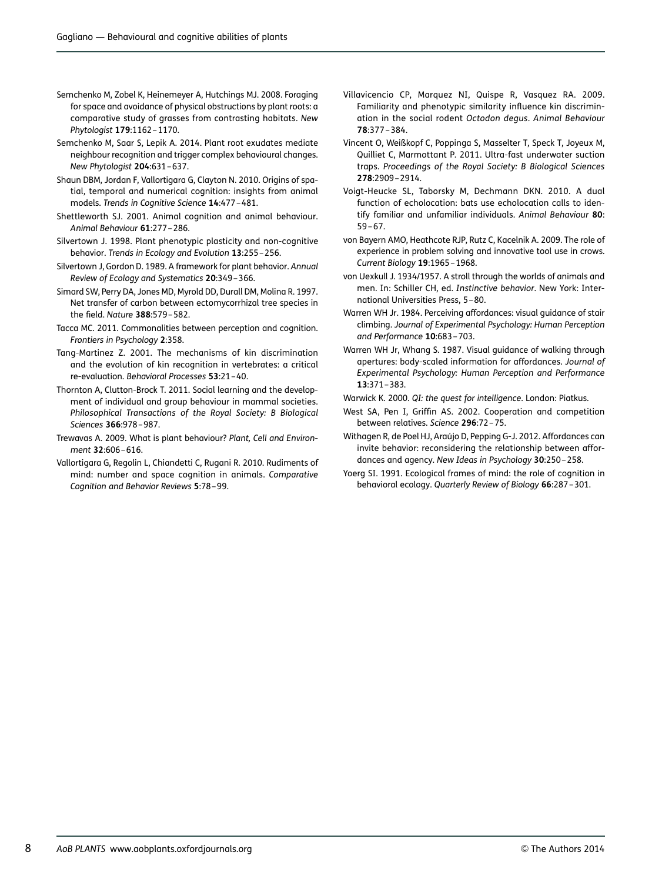Semchenko M, Zobel K, Heinemeyer A, Hutchings MJ. 2008. Foraging for space and avoidance of physical obstructions by plant roots: a comparative study of grasses from contrasting habitats. *New Phytologist* **179**:1162–1170.

Semchenko M, Saar S, Lepik A. 2014. Plant root exudates mediate neighbour recognition and trigger complex behavioural changes. *New Phytologist* **204**:631–637.

Shaun DBM, Jordan F, Vallortigara G, Clayton N. 2010. Origins of spatial, temporal and numerical cognition: insights from animal models. *Trends in Cognitive Science* **14**:477–481.

Shettleworth SJ. 2001. Animal cognition and animal behaviour. *Animal Behaviour* **61**:277–286.

Silvertown J. 1998. Plant phenotypic plasticity and non-cognitive behavior. *Trends in Ecology and Evolution* **13**:255–256.

Silvertown J, Gordon D. 1989. A framework for plant behavior. *Annual Review of Ecology and Systematics* **20**:349–366.

Simard SW, Perry DA, Jones MD, Myrold DD, Durall DM, Molina R. 1997. Net transfer of carbon between ectomycorrhizal tree species in the field. *Nature* **388**:579–582.

Tacca MC. 2011. Commonalities between perception and cognition. *Frontiers in Psychology* **2**:358.

Tang-Martinez Z. 2001. The mechanisms of kin discrimination and the evolution of kin recognition in vertebrates: a critical re-evaluation. *Behavioral Processes* **53**:21–40.

Thornton A, Clutton-Brock T. 2011. Social learning and the development of individual and group behaviour in mammal societies. *Philosophical Transactions of the Royal Society: B Biological Sciences* **366**:978–987.

Trewavas A. 2009. What is plant behaviour? *Plant, Cell and Environment* **32**:606–616.

Vallortigara G, Regolin L, Chiandetti C, Rugani R. 2010. Rudiments of mind: number and space cognition in animals. *Comparative Cognition and Behavior Reviews* **5**:78–99.

Villavicencio CP, Marquez NI, Quispe R, Vasquez RA. 2009. Familiarity and phenotypic similarity influence kin discrimination in the social rodent *Octodon degus*. *Animal Behaviour* **78**:377–384.

Vincent O, Weißkopf C, Poppinga S, Masselter T, Speck T, Joyeux M, Quilliet C, Marmottant P. 2011. Ultra-fast underwater suction traps. *Proceedings of the Royal Society: B Biological Sciences* **278**:2909–2914.

Voigt-Heucke SL, Taborsky M, Dechmann DKN. 2010. A dual function of echolocation: bats use echolocation calls to identify familiar and unfamiliar individuals. *Animal Behaviour* **80**: 59–67.

von Bayern AMO, Heathcote RJP, Rutz C, Kacelnik A. 2009. The role of experience in problem solving and innovative tool use in crows. *Current Biology* **19**:1965–1968.

von Uexkull J. 1934/1957. A stroll through the worlds of animals and men. In: Schiller CH, ed. *Instinctive behavior*. New York: International Universities Press, 5–80.

Warren WH Jr. 1984. Perceiving affordances: visual guidance of stair climbing. *Journal of Experimental Psychology: Human Perception and Performance* **10**:683–703.

Warren WH Jr, Whang S. 1987. Visual guidance of walking through apertures: body-scaled information for affordances. *Journal of Experimental Psychology: Human Perception and Performance* **13**:371–383.

Warwick K. 2000. *QI: the quest for intelligence*. London: Piatkus.

West SA, Pen I, Griffin AS. 2002. Cooperation and competition between relatives. *Science* **296**:72–75.

Withagen R, de Poel HJ, Araújo D, Pepping G-J. 2012. Affordances can invite behavior: reconsidering the relationship between affordances and agency. *New Ideas in Psychology* **30**:250–258.

Yoerg SI. 1991. Ecological frames of mind: the role of cognition in behavioral ecology. *Quarterly Review of Biology* **66**:287–301.